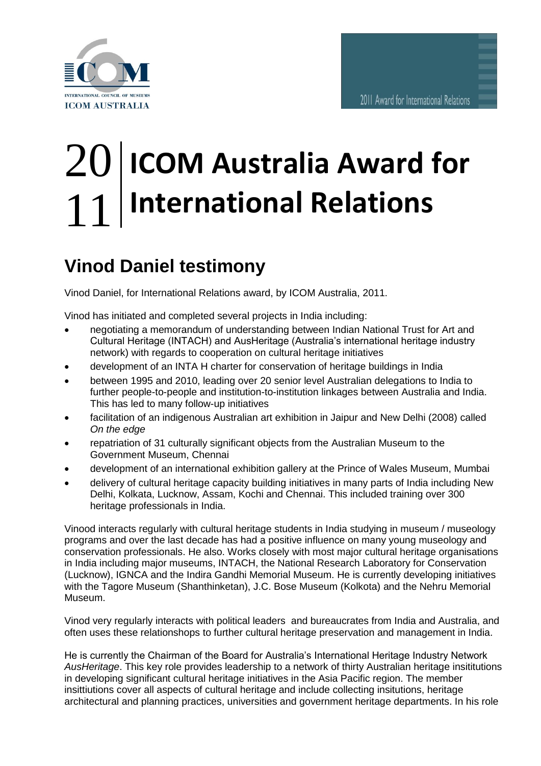# 2011 ICOM Australia Award for International Relations

## Vinod Daniel testimony

Vinod Daniel, for International Relations award, by ICOM Australia, 2011.

Vinod has initiated and completed several projects in India including:

- negotiating a memorandum of understanding between Indian National Trust for Art and Cultural Heritage (INTACH) and AusHeritage (Australia's international heritage industry network) with regards to cooperation on cultural heritage initiatives
- development of an INTA H charter for conservation of heritage buildings in India
- between 1995 and 2010, leading over 20 senior level Australian delegations to India to further people-to-people and institution-to-institution linkages between Australia and India. This has led to many follow-up initiatives
- facilitation of an indigenous Australian art exhibition in Jaipur and New Delhi (2008) called *On the edge*
- repatriation of 31 culturally significant objects from the Australian Museum to the Government Museum, Chennai
- development of an international exhibition gallery at the Prince of Wales Museum, Mumbai
- delivery of cultural heritage capacity building initiatives in many parts of India including New Delhi, Kolkata, Lucknow, Assam, Kochi and Chennai. This included training over 300 heritage professionals in India.

Vinood interacts regularly with cultural heritage students in India studying in museum / museology programs and over the last decade has had a positive influence on many young museology and conservation professionals. He also. Works closely with most major cultural heritage organisations in India including major museums, INTACH, the National Research Laboratory for Conservation (Lucknow), IGNCA and the Indira Gandhi Memorial Museum. He is currently developing initiatives with the Tagore Museum (Shanthinketan), J.C. Bose Museum (Kolkota) and the Nehru Memorial Museum.

Vinod very regularly interacts with political leaders and bureaucrates from India and Australia, and often uses these relationshops to further cultural heritage preservation and management in India.

He is currently the Chairman of the Board for Australia's International Heritage Industry Network *AusHeritage*. This key role provides leadership to a network of thirty Australian heritage insititutions in developing significant cultural heritage initiatives in the Asia Pacific region. The member insittiutions cover all aspects of cultural heritage and include collecting insitutions, heritage architectural and planning practices, universities and government heritage departments. In his role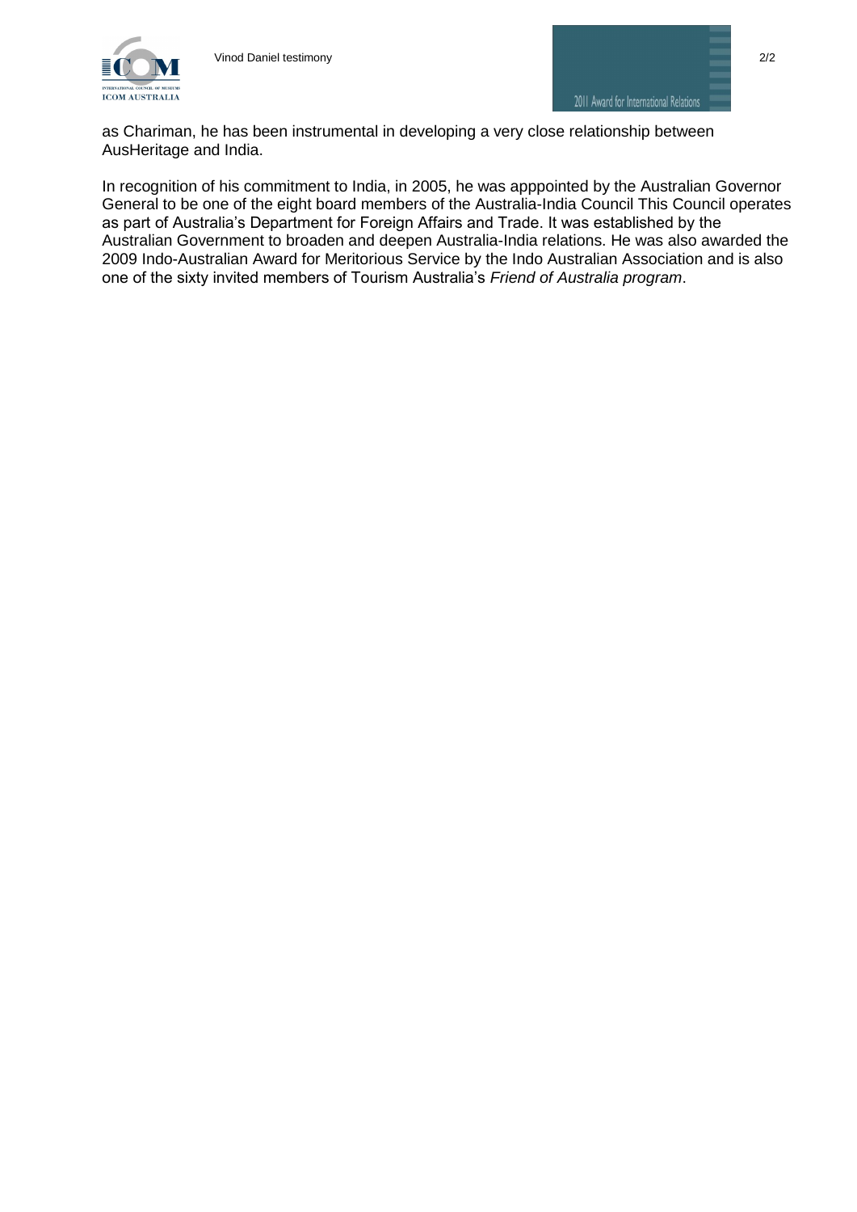as Chariman, he has been instrumental in developing a very close relationship between AusHeritage and India.

In recognition of his commitment to India, in 2005, he was apppointed by the Australian Governor General to be one of the eight board members of the Australia-India Council This Council operates as part of Australia's Department for Foreign Affairs and Trade. It was established by the Australian Government to broaden and deepen Australia-India relations. He was also awarded the 2009 Indo-Australian Award for Meritorious Service by the Indo Australian Association and is also one of the sixty invited members of Tourism Australia's *Friend of Australia program*.